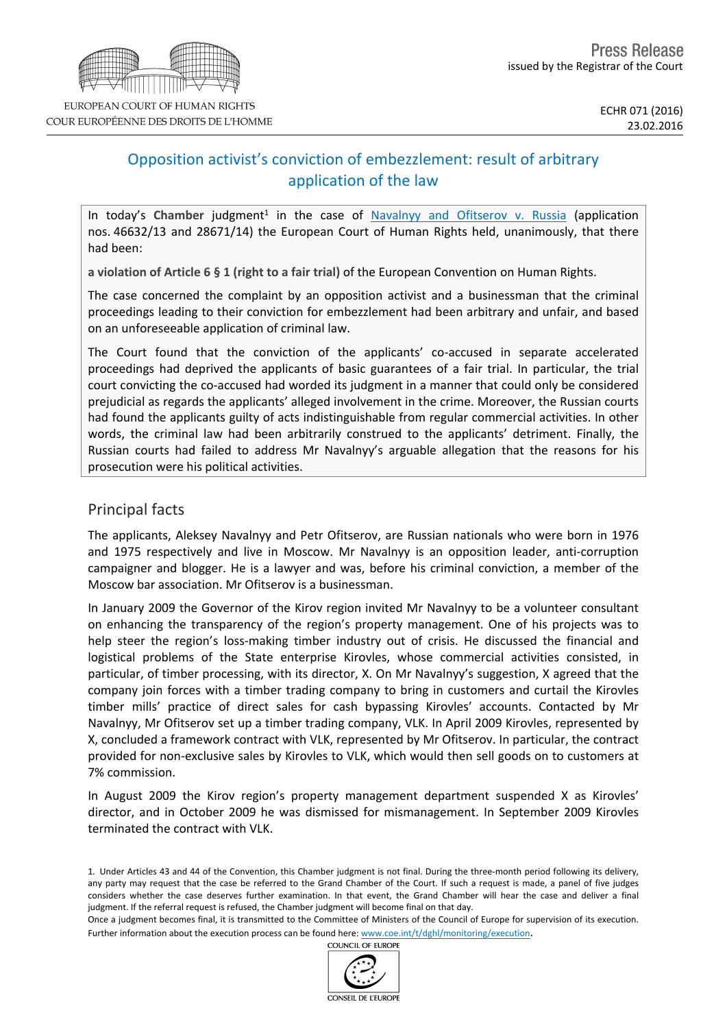EUROPEAN COURT OF HUMAN RIGHTS
COUR EUROPÉENNE DES DROITS DE L'HOMME

Press Release
issued by the Registrar of the Court

ECHR 071 (2016)
23.02.2016

# Opposition activist's conviction of embezzlement: result of arbitrary application of the law

In today's **Chamber** judgment[1] in the case of Navalnyy and Ofitserov v. Russia (application nos. 46632/13 and 28671/14) the European Court of Human Rights held, unanimously, that there had been:

**a violation of Article 6 § 1 (right to a fair trial)** of the European Convention on Human Rights.

The case concerned the complaint by an opposition activist and a businessman that the criminal proceedings leading to their conviction for embezzlement had been arbitrary and unfair, and based on an unforeseeable application of criminal law.

The Court found that the conviction of the applicants' co-accused in separate accelerated proceedings had deprived the applicants of basic guarantees of a fair trial. In particular, the trial court convicting the co-accused had worded its judgment in a manner that could only be considered prejudicial as regards the applicants' alleged involvement in the crime. Moreover, the Russian courts had found the applicants guilty of acts indistinguishable from regular commercial activities. In other words, the criminal law had been arbitrarily construed to the applicants' detriment. Finally, the Russian courts had failed to address Mr Navalnyy's arguable allegation that the reasons for his prosecution were his political activities.

## Principal facts

The applicants, Aleksey Navalnyy and Petr Ofitserov, are Russian nationals who were born in 1976 and 1975 respectively and live in Moscow. Mr Navalnyy is an opposition leader, anti-corruption campaigner and blogger. He is a lawyer and was, before his criminal conviction, a member of the Moscow bar association. Mr Ofitserov is a businessman.

In January 2009 the Governor of the Kirov region invited Mr Navalnyy to be a volunteer consultant on enhancing the transparency of the region's property management. One of his projects was to help steer the region's loss-making timber industry out of crisis. He discussed the financial and logistical problems of the State enterprise Kirovles, whose commercial activities consisted, in particular, of timber processing, with its director, X. On Mr Navalnyy's suggestion, X agreed that the company join forces with a timber trading company to bring in customers and curtail the Kirovles timber mills' practice of direct sales for cash bypassing Kirovles' accounts. Contacted by Mr Navalnyy, Mr Ofitserov set up a timber trading company, VLK. In April 2009 Kirovles, represented by X, concluded a framework contract with VLK, represented by Mr Ofitserov. In particular, the contract provided for non-exclusive sales by Kirovles to VLK, which would then sell goods on to customers at 7% commission.

In August 2009 the Kirov region's property management department suspended X as Kirovles' director, and in October 2009 he was dismissed for mismanagement. In September 2009 Kirovles terminated the contract with VLK.

---

1. Under Articles 43 and 44 of the Convention, this Chamber judgment is not final. During the three-month period following its delivery, any party may request that the case be referred to the Grand Chamber of the Court. If such a request is made, a panel of five judges considers whether the case deserves further examination. In that event, the Grand Chamber will hear the case and deliver a final judgment. If the referral request is refused, the Chamber judgment will become final on that day.
Once a judgment becomes final, it is transmitted to the Committee of Ministers of the Council of Europe for supervision of its execution. Further information about the execution process can be found here: www.coe.int/t/dghl/monitoring/execution.

COUNCIL OF EUROPE
CONSEIL DE L'EUROPE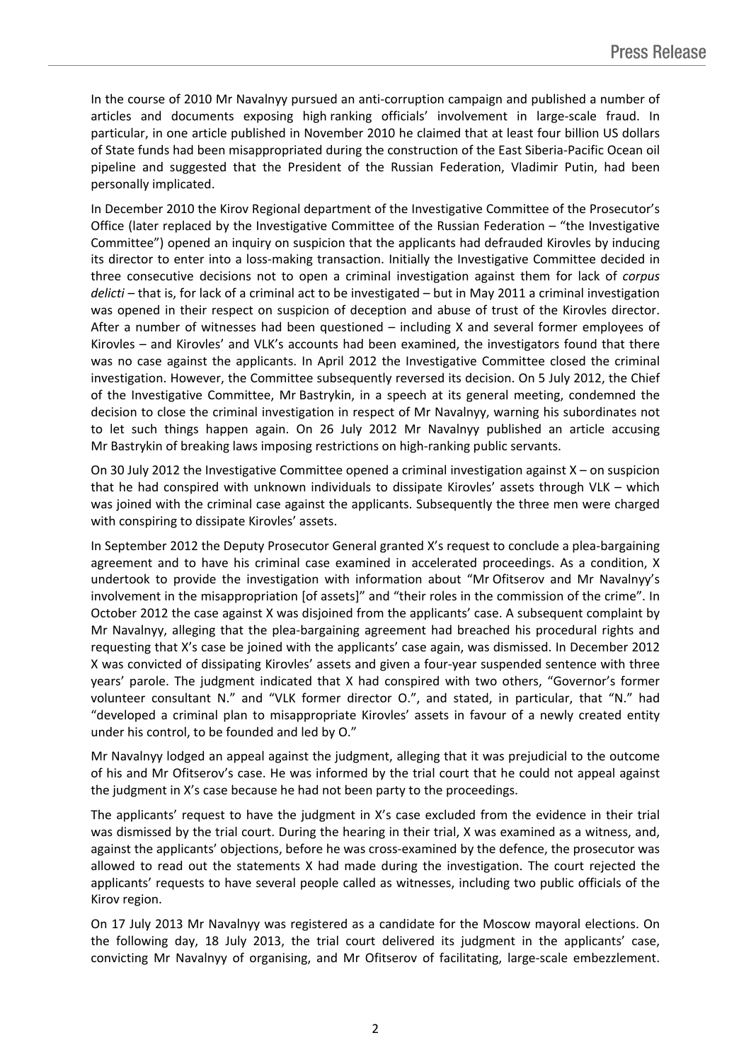In the course of 2010 Mr Navalnyy pursued an anti-corruption campaign and published a number of articles and documents exposing high ranking officials' involvement in large-scale fraud. In particular, in one article published in November 2010 he claimed that at least four billion US dollars of State funds had been misappropriated during the construction of the East Siberia-Pacific Ocean oil pipeline and suggested that the President of the Russian Federation, Vladimir Putin, had been personally implicated.

In December 2010 the Kirov Regional department of the Investigative Committee of the Prosecutor's Office (later replaced by the Investigative Committee of the Russian Federation – "the Investigative Committee") opened an inquiry on suspicion that the applicants had defrauded Kirovles by inducing its director to enter into a loss-making transaction. Initially the Investigative Committee decided in three consecutive decisions not to open a criminal investigation against them for lack of *corpus delicti* – that is, for lack of a criminal act to be investigated – but in May 2011 a criminal investigation was opened in their respect on suspicion of deception and abuse of trust of the Kirovles director. After a number of witnesses had been questioned – including X and several former employees of Kirovles – and Kirovles' and VLK's accounts had been examined, the investigators found that there was no case against the applicants. In April 2012 the Investigative Committee closed the criminal investigation. However, the Committee subsequently reversed its decision. On 5 July 2012, the Chief of the Investigative Committee, Mr Bastrykin, in a speech at its general meeting, condemned the decision to close the criminal investigation in respect of Mr Navalnyy, warning his subordinates not to let such things happen again. On 26 July 2012 Mr Navalnyy published an article accusing Mr Bastrykin of breaking laws imposing restrictions on high-ranking public servants.

On 30 July 2012 the Investigative Committee opened a criminal investigation against X – on suspicion that he had conspired with unknown individuals to dissipate Kirovles' assets through VLK – which was joined with the criminal case against the applicants. Subsequently the three men were charged with conspiring to dissipate Kirovles' assets.

In September 2012 the Deputy Prosecutor General granted X's request to conclude a plea-bargaining agreement and to have his criminal case examined in accelerated proceedings. As a condition, X undertook to provide the investigation with information about "Mr Ofitserov and Mr Navalnyy's involvement in the misappropriation [of assets]" and "their roles in the commission of the crime". In October 2012 the case against X was disjoined from the applicants' case. A subsequent complaint by Mr Navalnyy, alleging that the plea-bargaining agreement had breached his procedural rights and requesting that X's case be joined with the applicants' case again, was dismissed. In December 2012 X was convicted of dissipating Kirovles' assets and given a four-year suspended sentence with three years' parole. The judgment indicated that X had conspired with two others, "Governor's former volunteer consultant N." and "VLK former director O.", and stated, in particular, that "N." had "developed a criminal plan to misappropriate Kirovles' assets in favour of a newly created entity under his control, to be founded and led by O."

Mr Navalnyy lodged an appeal against the judgment, alleging that it was prejudicial to the outcome of his and Mr Ofitserov's case. He was informed by the trial court that he could not appeal against the judgment in X's case because he had not been party to the proceedings.

The applicants' request to have the judgment in X's case excluded from the evidence in their trial was dismissed by the trial court. During the hearing in their trial, X was examined as a witness, and, against the applicants' objections, before he was cross-examined by the defence, the prosecutor was allowed to read out the statements X had made during the investigation. The court rejected the applicants' requests to have several people called as witnesses, including two public officials of the Kirov region.

On 17 July 2013 Mr Navalnyy was registered as a candidate for the Moscow mayoral elections. On the following day, 18 July 2013, the trial court delivered its judgment in the applicants' case, convicting Mr Navalnyy of organising, and Mr Ofitserov of facilitating, large-scale embezzlement.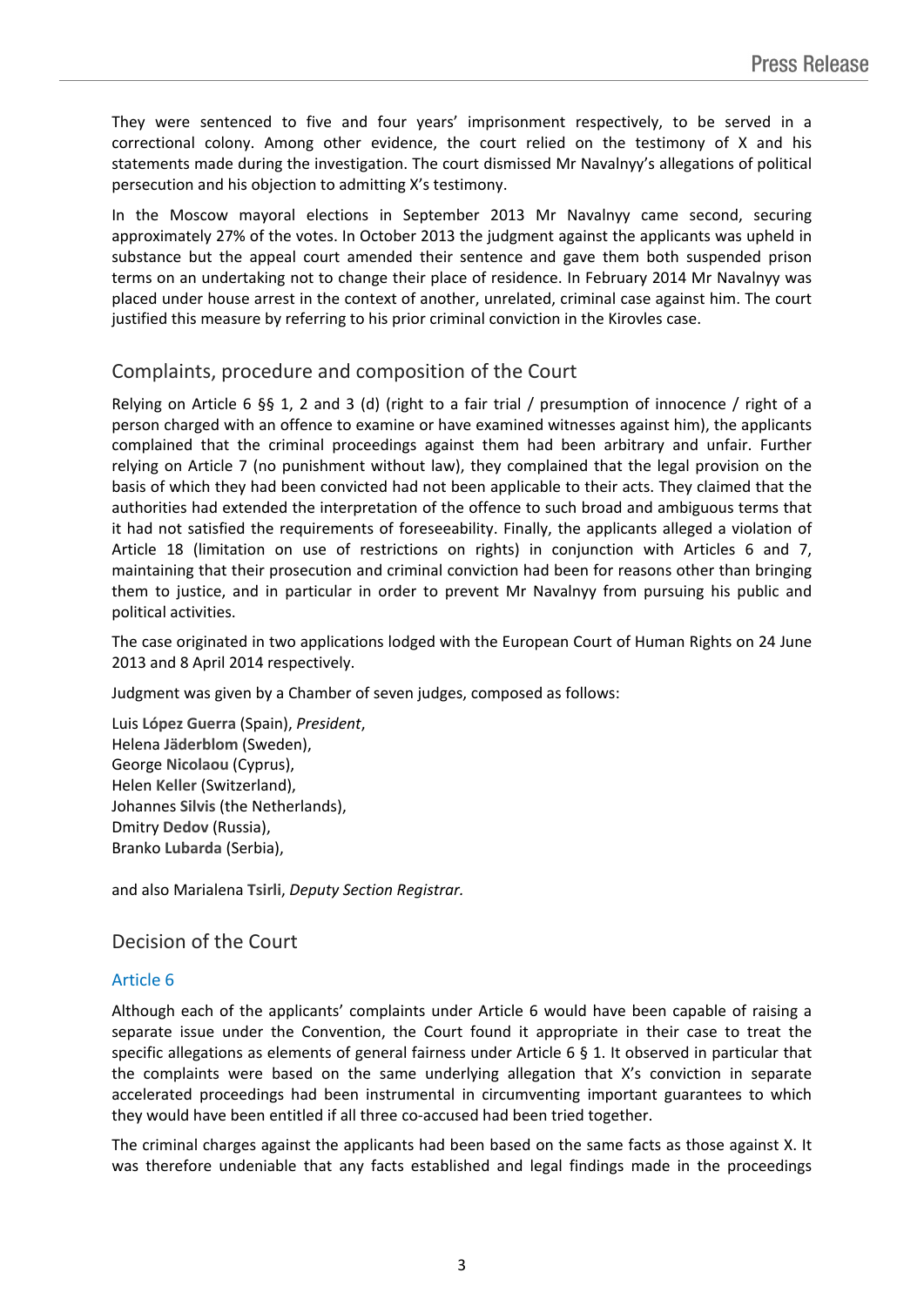They were sentenced to five and four years' imprisonment respectively, to be served in a correctional colony. Among other evidence, the court relied on the testimony of X and his statements made during the investigation. The court dismissed Mr Navalnyy's allegations of political persecution and his objection to admitting X's testimony.

In the Moscow mayoral elections in September 2013 Mr Navalnyy came second, securing approximately 27% of the votes. In October 2013 the judgment against the applicants was upheld in substance but the appeal court amended their sentence and gave them both suspended prison terms on an undertaking not to change their place of residence. In February 2014 Mr Navalnyy was placed under house arrest in the context of another, unrelated, criminal case against him. The court justified this measure by referring to his prior criminal conviction in the Kirovles case.

## Complaints, procedure and composition of the Court

Relying on Article 6 §§ 1, 2 and 3 (d) (right to a fair trial / presumption of innocence / right of a person charged with an offence to examine or have examined witnesses against him), the applicants complained that the criminal proceedings against them had been arbitrary and unfair. Further relying on Article 7 (no punishment without law), they complained that the legal provision on the basis of which they had been convicted had not been applicable to their acts. They claimed that the authorities had extended the interpretation of the offence to such broad and ambiguous terms that it had not satisfied the requirements of foreseeability. Finally, the applicants alleged a violation of Article 18 (limitation on use of restrictions on rights) in conjunction with Articles 6 and 7, maintaining that their prosecution and criminal conviction had been for reasons other than bringing them to justice, and in particular in order to prevent Mr Navalnyy from pursuing his public and political activities.

The case originated in two applications lodged with the European Court of Human Rights on 24 June 2013 and 8 April 2014 respectively.

Judgment was given by a Chamber of seven judges, composed as follows:

Luis **López Guerra** (Spain), *President*,
Helena **Jäderblom** (Sweden),
George **Nicolaou** (Cyprus),
Helen **Keller** (Switzerland),
Johannes **Silvis** (the Netherlands),
Dmitry **Dedov** (Russia),
Branko **Lubarda** (Serbia),

and also Marialena **Tsirli**, *Deputy Section Registrar.*

## Decision of the Court

### Article 6

Although each of the applicants' complaints under Article 6 would have been capable of raising a separate issue under the Convention, the Court found it appropriate in their case to treat the specific allegations as elements of general fairness under Article 6 § 1. It observed in particular that the complaints were based on the same underlying allegation that X's conviction in separate accelerated proceedings had been instrumental in circumventing important guarantees to which they would have been entitled if all three co-accused had been tried together.

The criminal charges against the applicants had been based on the same facts as those against X. It was therefore undeniable that any facts established and legal findings made in the proceedings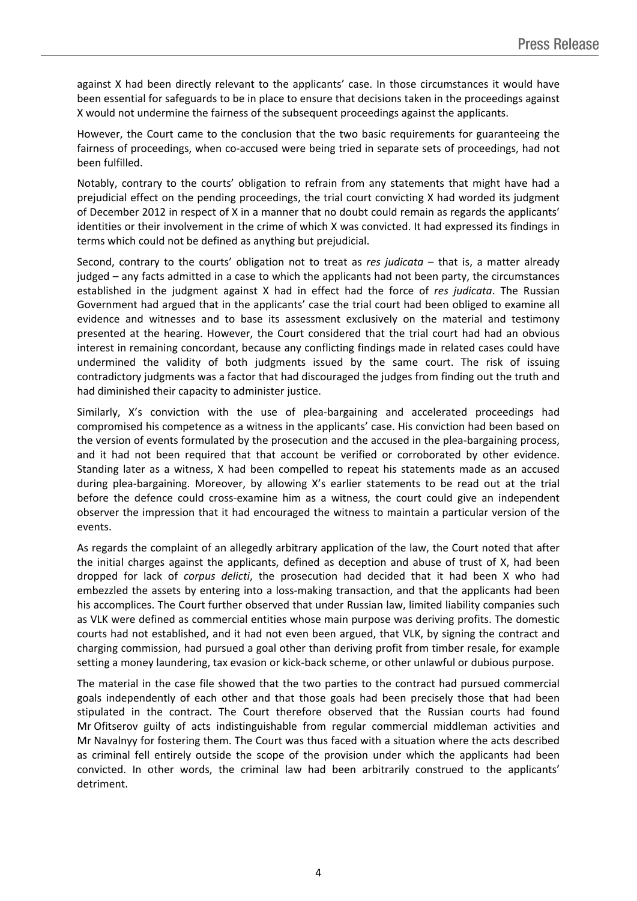against X had been directly relevant to the applicants' case. In those circumstances it would have been essential for safeguards to be in place to ensure that decisions taken in the proceedings against X would not undermine the fairness of the subsequent proceedings against the applicants.

However, the Court came to the conclusion that the two basic requirements for guaranteeing the fairness of proceedings, when co-accused were being tried in separate sets of proceedings, had not been fulfilled.

Notably, contrary to the courts' obligation to refrain from any statements that might have had a prejudicial effect on the pending proceedings, the trial court convicting X had worded its judgment of December 2012 in respect of X in a manner that no doubt could remain as regards the applicants' identities or their involvement in the crime of which X was convicted. It had expressed its findings in terms which could not be defined as anything but prejudicial.

Second, contrary to the courts' obligation not to treat as *res judicata* – that is, a matter already judged – any facts admitted in a case to which the applicants had not been party, the circumstances established in the judgment against X had in effect had the force of *res judicata*. The Russian Government had argued that in the applicants' case the trial court had been obliged to examine all evidence and witnesses and to base its assessment exclusively on the material and testimony presented at the hearing. However, the Court considered that the trial court had had an obvious interest in remaining concordant, because any conflicting findings made in related cases could have undermined the validity of both judgments issued by the same court. The risk of issuing contradictory judgments was a factor that had discouraged the judges from finding out the truth and had diminished their capacity to administer justice.

Similarly, X's conviction with the use of plea-bargaining and accelerated proceedings had compromised his competence as a witness in the applicants' case. His conviction had been based on the version of events formulated by the prosecution and the accused in the plea-bargaining process, and it had not been required that that account be verified or corroborated by other evidence. Standing later as a witness, X had been compelled to repeat his statements made as an accused during plea-bargaining. Moreover, by allowing X's earlier statements to be read out at the trial before the defence could cross-examine him as a witness, the court could give an independent observer the impression that it had encouraged the witness to maintain a particular version of the events.

As regards the complaint of an allegedly arbitrary application of the law, the Court noted that after the initial charges against the applicants, defined as deception and abuse of trust of X, had been dropped for lack of *corpus delicti*, the prosecution had decided that it had been X who had embezzled the assets by entering into a loss-making transaction, and that the applicants had been his accomplices. The Court further observed that under Russian law, limited liability companies such as VLK were defined as commercial entities whose main purpose was deriving profits. The domestic courts had not established, and it had not even been argued, that VLK, by signing the contract and charging commission, had pursued a goal other than deriving profit from timber resale, for example setting a money laundering, tax evasion or kick-back scheme, or other unlawful or dubious purpose.

The material in the case file showed that the two parties to the contract had pursued commercial goals independently of each other and that those goals had been precisely those that had been stipulated in the contract. The Court therefore observed that the Russian courts had found Mr Ofitserov guilty of acts indistinguishable from regular commercial middleman activities and Mr Navalnyy for fostering them. The Court was thus faced with a situation where the acts described as criminal fell entirely outside the scope of the provision under which the applicants had been convicted. In other words, the criminal law had been arbitrarily construed to the applicants' detriment.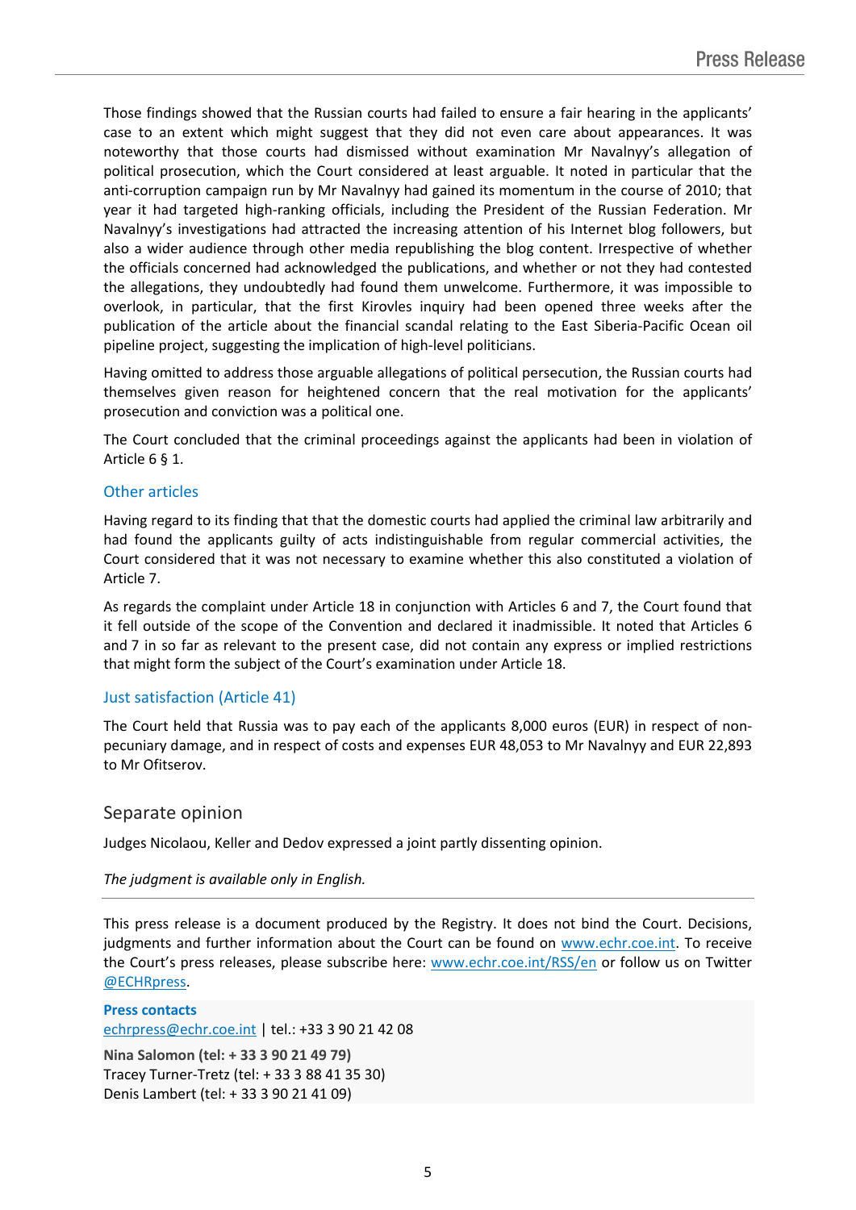Those findings showed that the Russian courts had failed to ensure a fair hearing in the applicants' case to an extent which might suggest that they did not even care about appearances. It was noteworthy that those courts had dismissed without examination Mr Navalnyy's allegation of political prosecution, which the Court considered at least arguable. It noted in particular that the anti-corruption campaign run by Mr Navalnyy had gained its momentum in the course of 2010; that year it had targeted high-ranking officials, including the President of the Russian Federation. Mr Navalnyy's investigations had attracted the increasing attention of his Internet blog followers, but also a wider audience through other media republishing the blog content. Irrespective of whether the officials concerned had acknowledged the publications, and whether or not they had contested the allegations, they undoubtedly had found them unwelcome. Furthermore, it was impossible to overlook, in particular, that the first Kirovles inquiry had been opened three weeks after the publication of the article about the financial scandal relating to the East Siberia-Pacific Ocean oil pipeline project, suggesting the implication of high-level politicians.

Having omitted to address those arguable allegations of political persecution, the Russian courts had themselves given reason for heightened concern that the real motivation for the applicants' prosecution and conviction was a political one.

The Court concluded that the criminal proceedings against the applicants had been in violation of Article 6 § 1.

### Other articles

Having regard to its finding that that the domestic courts had applied the criminal law arbitrarily and had found the applicants guilty of acts indistinguishable from regular commercial activities, the Court considered that it was not necessary to examine whether this also constituted a violation of Article 7.

As regards the complaint under Article 18 in conjunction with Articles 6 and 7, the Court found that it fell outside of the scope of the Convention and declared it inadmissible. It noted that Articles 6 and 7 in so far as relevant to the present case, did not contain any express or implied restrictions that might form the subject of the Court's examination under Article 18.

### Just satisfaction (Article 41)

The Court held that Russia was to pay each of the applicants 8,000 euros (EUR) in respect of non-pecuniary damage, and in respect of costs and expenses EUR 48,053 to Mr Navalnyy and EUR 22,893 to Mr Ofitserov.

## Separate opinion

Judges Nicolaou, Keller and Dedov expressed a joint partly dissenting opinion.

*The judgment is available only in English.*

---

This press release is a document produced by the Registry. It does not bind the Court. Decisions, judgments and further information about the Court can be found on www.echr.coe.int. To receive the Court's press releases, please subscribe here: www.echr.coe.int/RSS/en or follow us on Twitter @ECHRpress.

**Press contacts**
echrpress@echr.coe.int | tel.: +33 3 90 21 42 08

**Nina Salomon (tel: + 33 3 90 21 49 79)**
Tracey Turner-Tretz (tel: + 33 3 88 41 35 30)
Denis Lambert (tel: + 33 3 90 21 41 09)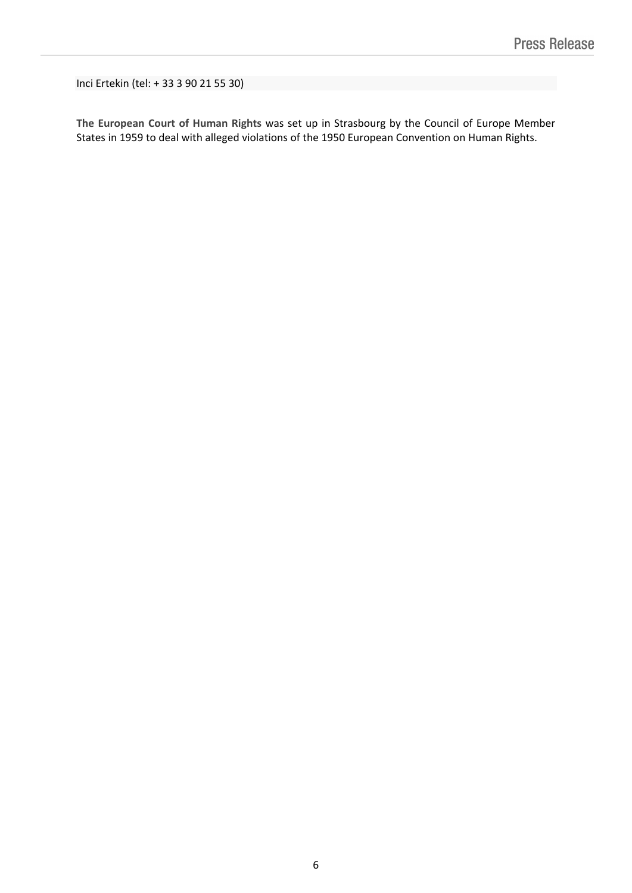Inci Ertekin (tel: + 33 3 90 21 55 30)

**The European Court of Human Rights** was set up in Strasbourg by the Council of Europe Member States in 1959 to deal with alleged violations of the 1950 European Convention on Human Rights.